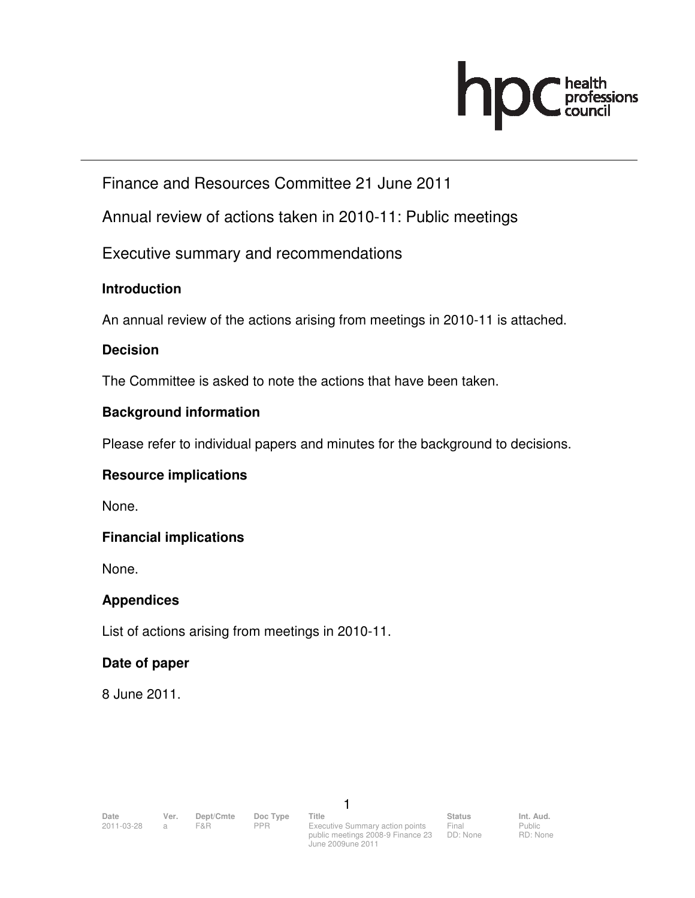# Finance and Resources Committee 21 June 2011

## Annual review of actions taken in 2010-11: Public meetings

## Executive summary and recommendations

### Introduction

An annual review of the actions arising from meetings in 2010-11 is attached.

### Decision

The Committee is asked to note the actions that have been taken.

### Background information

Please refer to individual papers and minutes for the background to decisions.

### Resource implications

None.

### Financial implications

None.

### Appendices

List of actions arising from meetings in 2010-11.

### Date of paper

8 June 2011.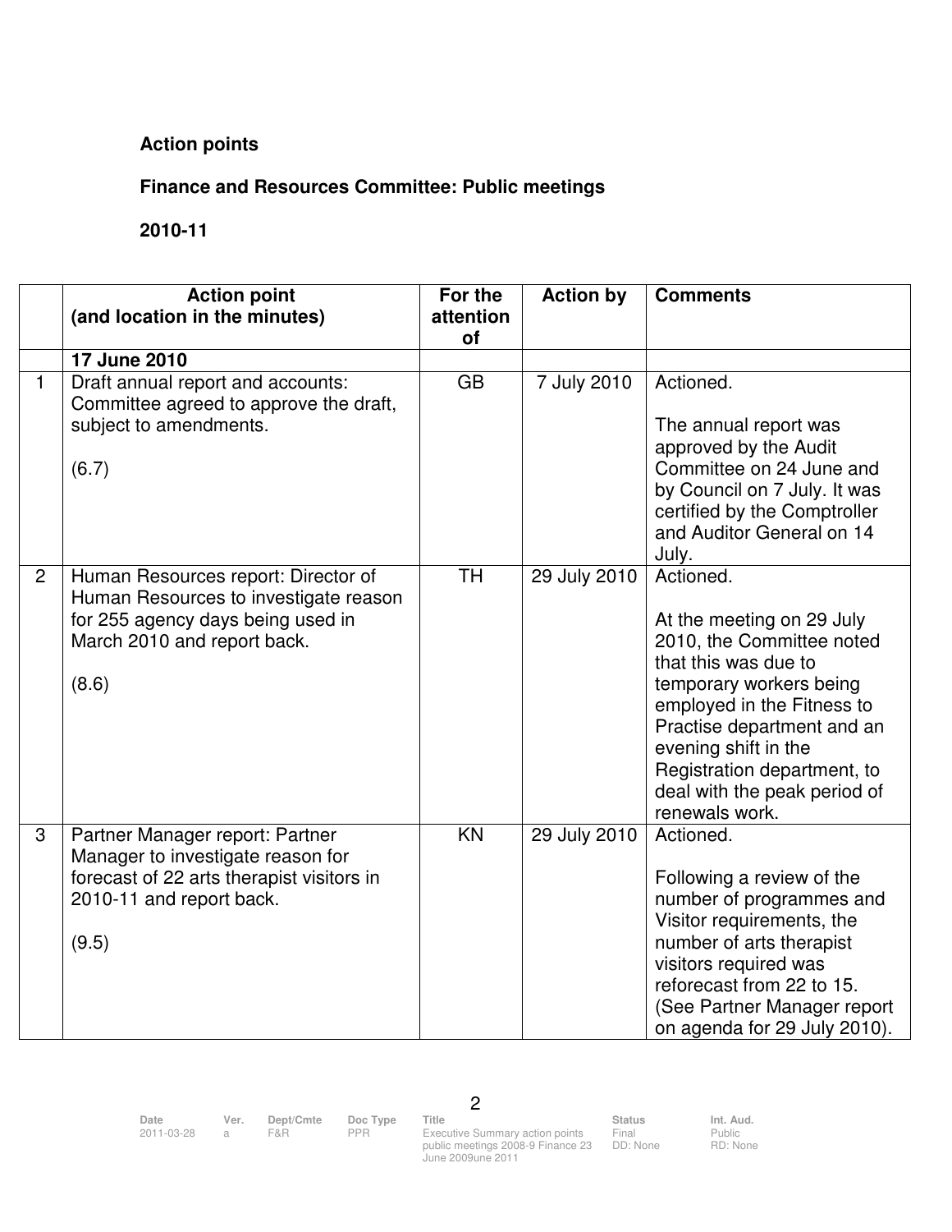**Action points**

**Finance and Resources Committee: Public meetings**

**2010-11**

| | Action point (and location in the minutes) | For the attention of | Action by | Comments |
|---|---|---|---|---|
| | **17 June 2010** | | | |
| 1 | Draft annual report and accounts: Committee agreed to approve the draft, subject to amendments.<br><br>(6.7) | GB | 7 July 2010 | Actioned.<br><br>The annual report was approved by the Audit Committee on 24 June and by Council on 7 July. It was certified by the Comptroller and Auditor General on 14 July. |
| 2 | Human Resources report: Director of Human Resources to investigate reason for 255 agency days being used in March 2010 and report back.<br><br>(8.6) | TH | 29 July 2010 | Actioned.<br><br>At the meeting on 29 July 2010, the Committee noted that this was due to temporary workers being employed in the Fitness to Practise department and an evening shift in the Registration department, to deal with the peak period of renewals work. |
| 3 | Partner Manager report: Partner Manager to investigate reason for forecast of 22 arts therapist visitors in 2010-11 and report back.<br><br>(9.5) | KN | 29 July 2010 | Actioned.<br><br>Following a review of the number of programmes and Visitor requirements, the number of arts therapist visitors required was reforecast from 22 to 15. (See Partner Manager report on agenda for 29 July 2010). |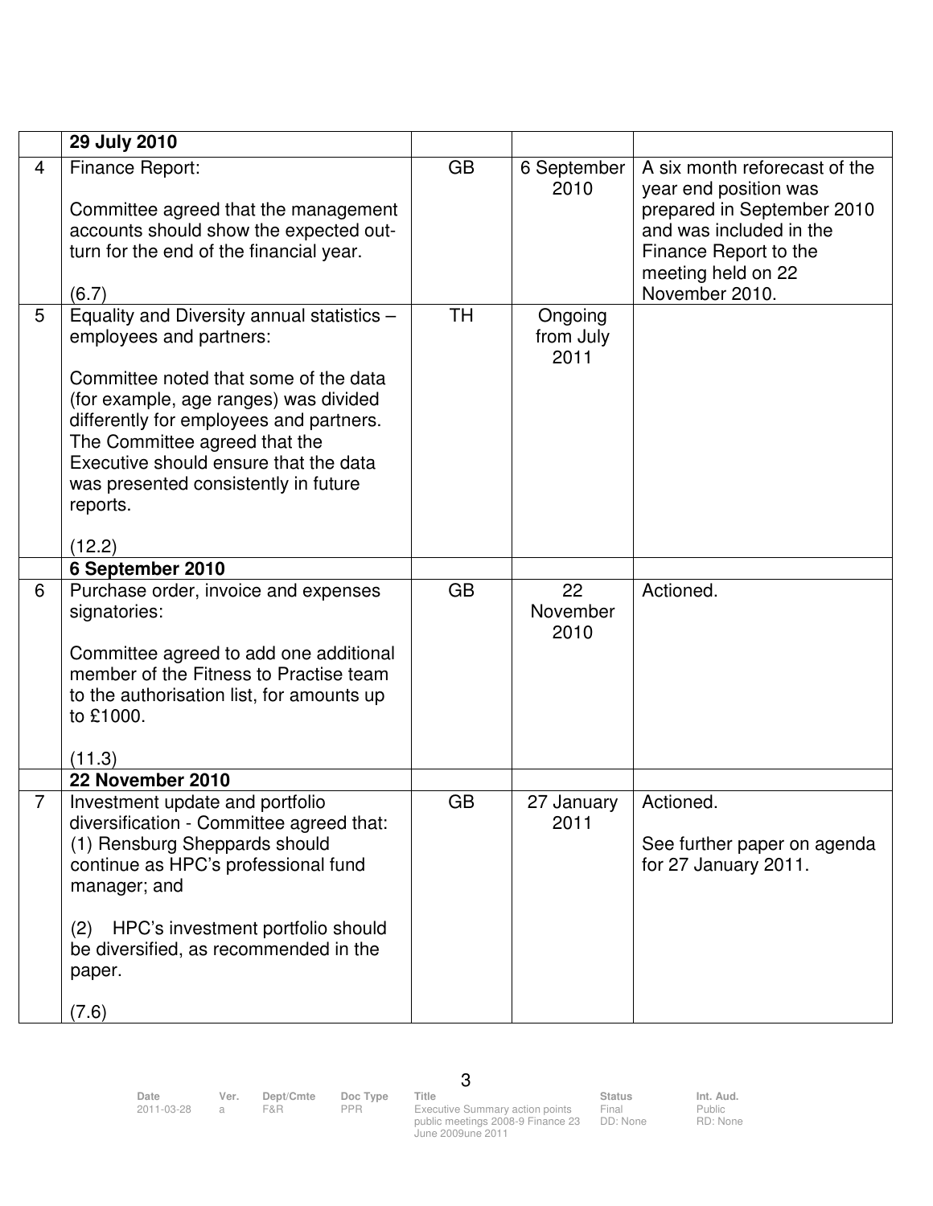| | | | | |
|---|---|---|---|---|
| | **29 July 2010** | | | |
| 4 | Finance Report:<br><br>Committee agreed that the management accounts should show the expected out-turn for the end of the financial year.<br><br>(6.7) | GB | 6 September 2010 | A six month reforecast of the year end position was prepared in September 2010 and was included in the Finance Report to the meeting held on 22 November 2010. |
| 5 | Equality and Diversity annual statistics – employees and partners:<br><br>Committee noted that some of the data (for example, age ranges) was divided differently for employees and partners. The Committee agreed that the Executive should ensure that the data was presented consistently in future reports.<br><br>(12.2) | TH | Ongoing from July 2011 | |
| | **6 September 2010** | | | |
| 6 | Purchase order, invoice and expenses signatories:<br><br>Committee agreed to add one additional member of the Fitness to Practise team to the authorisation list, for amounts up to £1000.<br><br>(11.3) | GB | 22 November 2010 | Actioned. |
| | **22 November 2010** | | | |
| 7 | Investment update and portfolio diversification - Committee agreed that:<br>(1) Rensburg Sheppards should continue as HPC's professional fund manager; and<br><br>(2) HPC's investment portfolio should be diversified, as recommended in the paper.<br><br>(7.6) | GB | 27 January 2011 | Actioned.<br><br>See further paper on agenda for 27 January 2011. |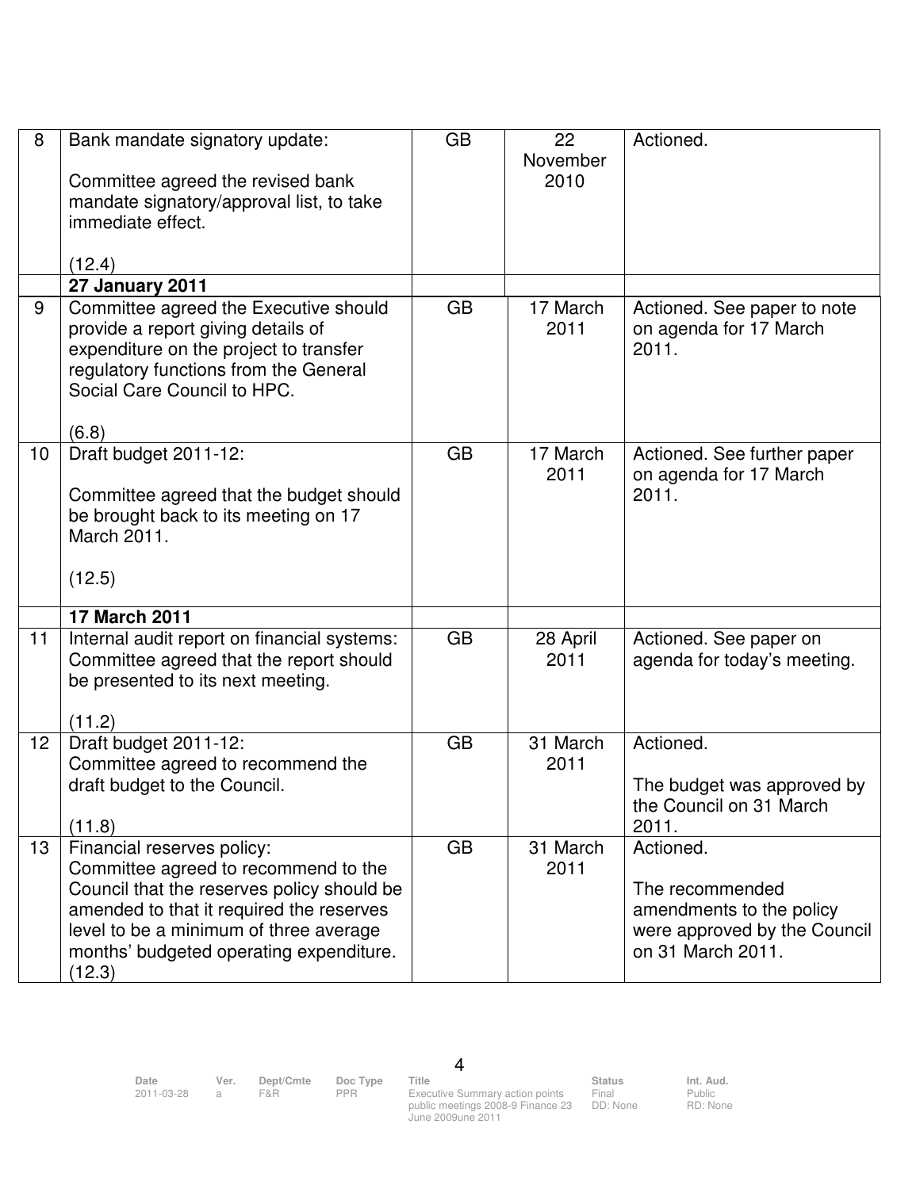| | | | | |
|---|---|---|---|---|
| 8 | Bank mandate signatory update:<br><br>Committee agreed the revised bank mandate signatory/approval list, to take immediate effect.<br><br>(12.4) | GB | 22 November 2010 | Actioned. |
| | **27 January 2011** | | | |
| 9 | Committee agreed the Executive should provide a report giving details of expenditure on the project to transfer regulatory functions from the General Social Care Council to HPC.<br><br>(6.8) | GB | 17 March 2011 | Actioned. See paper to note on agenda for 17 March 2011. |
| 10 | Draft budget 2011-12:<br><br>Committee agreed that the budget should be brought back to its meeting on 17 March 2011.<br><br>(12.5) | GB | 17 March 2011 | Actioned. See further paper on agenda for 17 March 2011. |
| | **17 March 2011** | | | |
| 11 | Internal audit report on financial systems: Committee agreed that the report should be presented to its next meeting.<br><br>(11.2) | GB | 28 April 2011 | Actioned. See paper on agenda for today's meeting. |
| 12 | Draft budget 2011-12:<br>Committee agreed to recommend the draft budget to the Council.<br><br>(11.8) | GB | 31 March 2011 | Actioned.<br><br>The budget was approved by the Council on 31 March 2011. |
| 13 | Financial reserves policy:<br>Committee agreed to recommend to the Council that the reserves policy should be amended to that it required the reserves level to be a minimum of three average months' budgeted operating expenditure.<br>(12.3) | GB | 31 March 2011 | Actioned.<br><br>The recommended amendments to the policy were approved by the Council on 31 March 2011. |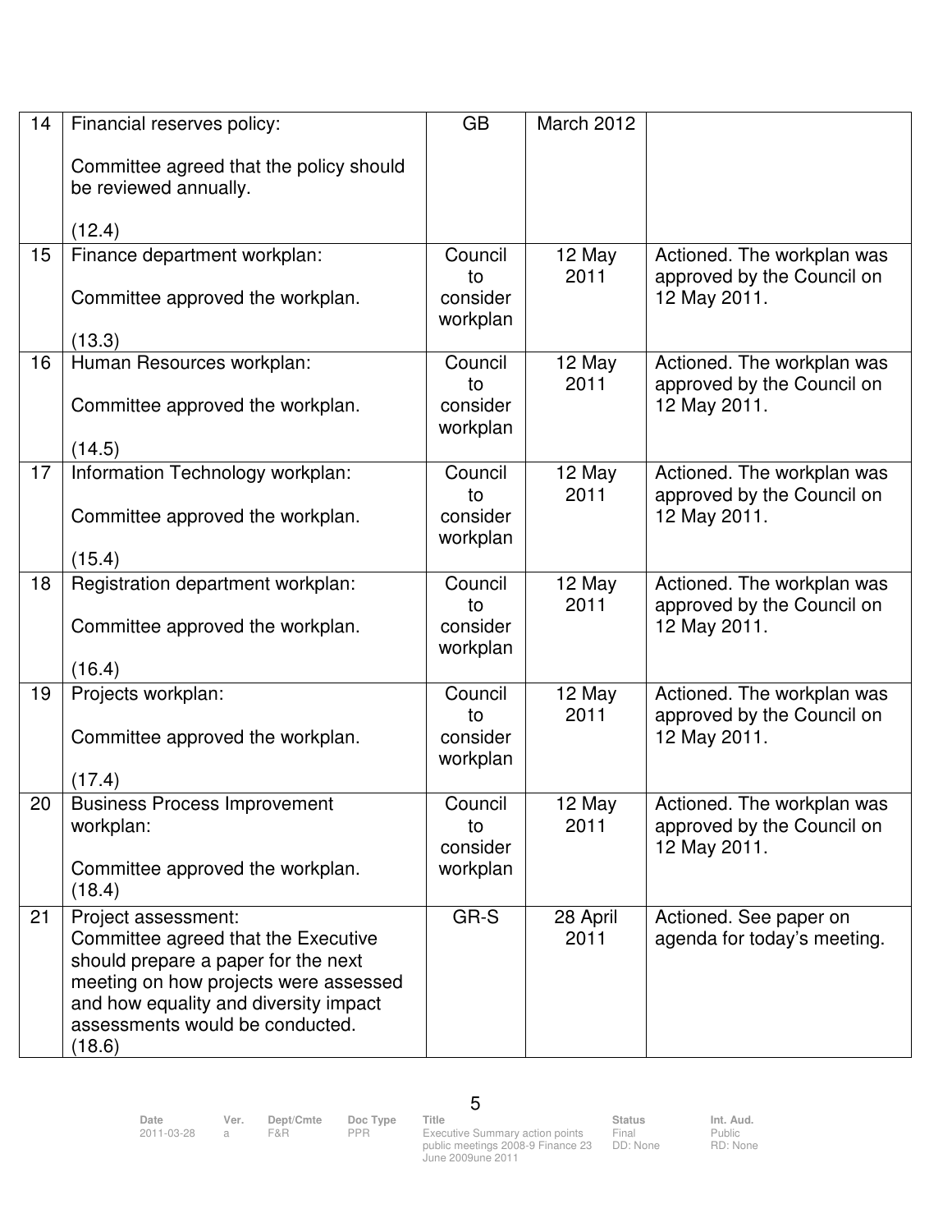| 14 | Financial reserves policy:<br><br>Committee agreed that the policy should be reviewed annually.<br><br>(12.4) | GB | March 2012 | |
|---|---|---|---|---|
| 15 | Finance department workplan:<br><br>Committee approved the workplan.<br><br>(13.3) | Council to consider workplan | 12 May 2011 | Actioned. The workplan was approved by the Council on 12 May 2011. |
| 16 | Human Resources workplan:<br><br>Committee approved the workplan.<br><br>(14.5) | Council to consider workplan | 12 May 2011 | Actioned. The workplan was approved by the Council on 12 May 2011. |
| 17 | Information Technology workplan:<br><br>Committee approved the workplan.<br><br>(15.4) | Council to consider workplan | 12 May 2011 | Actioned. The workplan was approved by the Council on 12 May 2011. |
| 18 | Registration department workplan:<br><br>Committee approved the workplan.<br><br>(16.4) | Council to consider workplan | 12 May 2011 | Actioned. The workplan was approved by the Council on 12 May 2011. |
| 19 | Projects workplan:<br><br>Committee approved the workplan.<br><br>(17.4) | Council to consider workplan | 12 May 2011 | Actioned. The workplan was approved by the Council on 12 May 2011. |
| 20 | Business Process Improvement workplan:<br><br>Committee approved the workplan.<br>(18.4) | Council to consider workplan | 12 May 2011 | Actioned. The workplan was approved by the Council on 12 May 2011. |
| 21 | Project assessment:<br>Committee agreed that the Executive should prepare a paper for the next meeting on how projects were assessed and how equality and diversity impact assessments would be conducted.<br>(18.6) | GR-S | 28 April 2011 | Actioned. See paper on agenda for today's meeting. |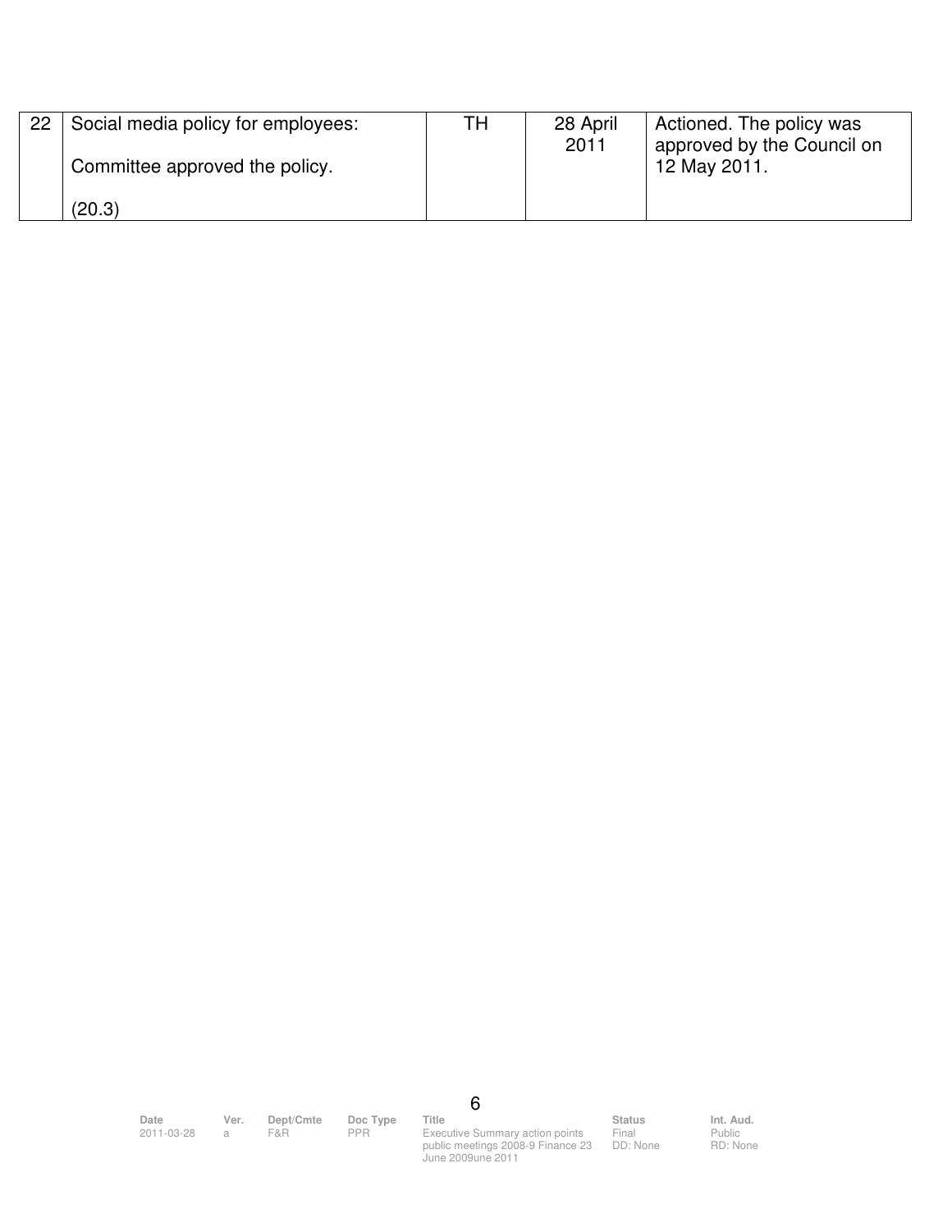| | | | | |
|---|---|---|---|---|
| 22 | Social media policy for employees:<br><br>Committee approved the policy.<br><br>(20.3) | TH | 28 April 2011 | Actioned. The policy was approved by the Council on 12 May 2011. |